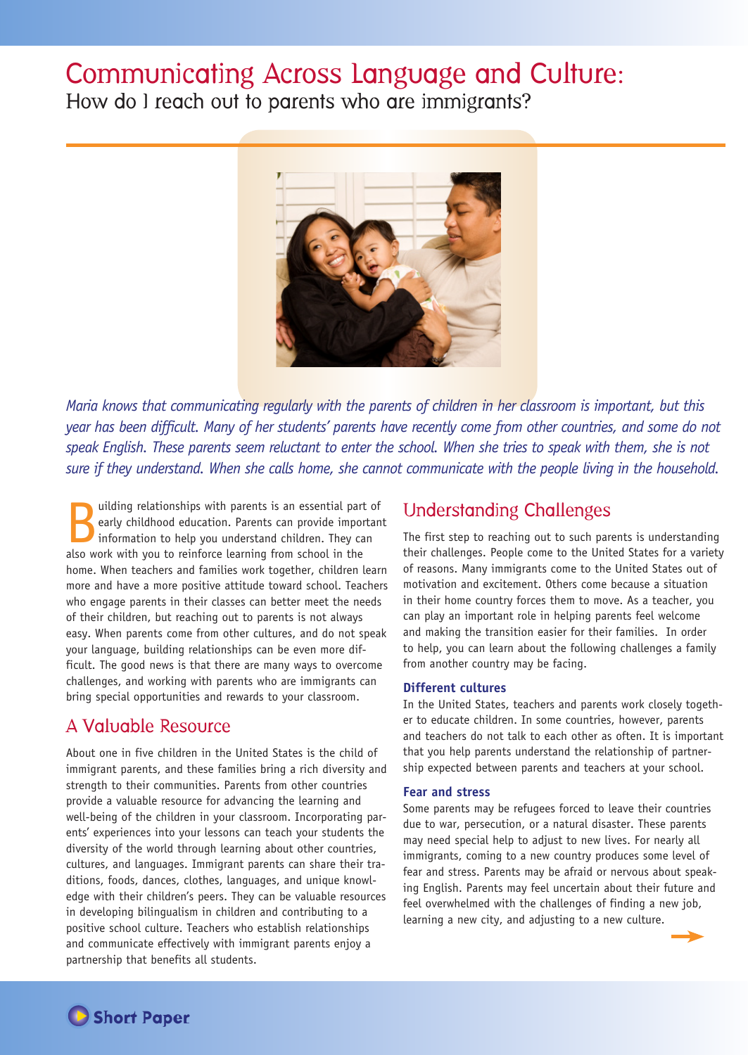# Communicating Across Language and Culture:

## How do I reach out to parents who are immigrants?

*Maria knows that communicating regularly with the parents of children in her classroom is important, but this year has been difficult. Many of her students' parents have recently come from other countries, and some do not speak English. These parents seem reluctant to enter the school. When she tries to speak with them, she is not sure if they understand. When she calls home, she cannot communicate with the people living in the household.*

Building relationships with parents is an essential part of early childhood education. Parents can provide important information to help you understand children. They can also work with you to reinforce learning from school in the home. When teachers and families work together, children learn more and have a more positive attitude toward school. Teachers who engage parents in their classes can better meet the needs of their children, but reaching out to parents is not always easy. When parents come from other cultures, and do not speak your language, building relationships can be even more difficult. The good news is that there are many ways to overcome challenges, and working with parents who are immigrants can bring special opportunities and rewards to your classroom.

## A Valuable Resource

About one in five children in the United States is the child of immigrant parents, and these families bring a rich diversity and strength to their communities. Parents from other countries provide a valuable resource for advancing the learning and well-being of the children in your classroom. Incorporating parents' experiences into your lessons can teach your students the diversity of the world through learning about other countries, cultures, and languages. Immigrant parents can share their traditions, foods, dances, clothes, languages, and unique knowledge with their children's peers. They can be valuable resources in developing bilingualism in children and contributing to a positive school culture. Teachers who establish relationships and communicate effectively with immigrant parents enjoy a partnership that benefits all students.

## Understanding Challenges

The first step to reaching out to such parents is understanding their challenges. People come to the United States for a variety of reasons. Many immigrants come to the United States out of motivation and excitement. Others come because a situation in their home country forces them to move. As a teacher, you can play an important role in helping parents feel welcome and making the transition easier for their families. In order to help, you can learn about the following challenges a family from another country may be facing.

### Different cultures

In the United States, teachers and parents work closely together to educate children. In some countries, however, parents and teachers do not talk to each other as often. It is important that you help parents understand the relationship of partnership expected between parents and teachers at your school.

### Fear and stress

Some parents may be refugees forced to leave their countries due to war, persecution, or a natural disaster. These parents may need special help to adjust to new lives. For nearly all immigrants, coming to a new country produces some level of fear and stress. Parents may be afraid or nervous about speaking English. Parents may feel uncertain about their future and feel overwhelmed with the challenges of finding a new job, learning a new city, and adjusting to a new culture.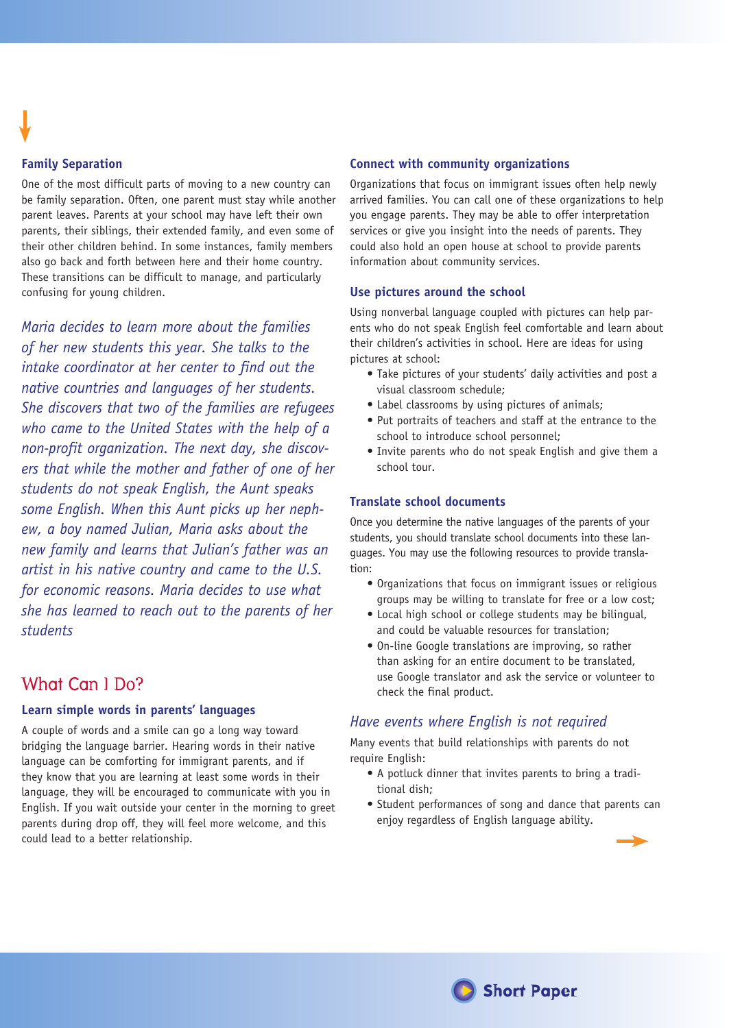### Family Separation

One of the most difficult parts of moving to a new country can be family separation. Often, one parent must stay while another parent leaves. Parents at your school may have left their own parents, their siblings, their extended family, and even some of their other children behind. In some instances, family members also go back and forth between here and their home country. These transitions can be difficult to manage, and particularly confusing for young children.

*Maria decides to learn more about the families of her new students this year. She talks to the intake coordinator at her center to find out the native countries and languages of her students. She discovers that two of the families are refugees who came to the United States with the help of a non-profit organization. The next day, she discovers that while the mother and father of one of her students do not speak English, the Aunt speaks some English. When this Aunt picks up her nephew, a boy named Julian, Maria asks about the new family and learns that Julian's father was an artist in his native country and came to the U.S. for economic reasons. Maria decides to use what she has learned to reach out to the parents of her students*

## What Can I Do?

### Learn simple words in parents' languages

A couple of words and a smile can go a long way toward bridging the language barrier. Hearing words in their native language can be comforting for immigrant parents, and if they know that you are learning at least some words in their language, they will be encouraged to communicate with you in English. If you wait outside your center in the morning to greet parents during drop off, they will feel more welcome, and this could lead to a better relationship.

### Connect with community organizations

Organizations that focus on immigrant issues often help newly arrived families. You can call one of these organizations to help you engage parents. They may be able to offer interpretation services or give you insight into the needs of parents. They could also hold an open house at school to provide parents information about community services.

### Use pictures around the school

Using nonverbal language coupled with pictures can help parents who do not speak English feel comfortable and learn about their children's activities in school. Here are ideas for using pictures at school:

- Take pictures of your students' daily activities and post a visual classroom schedule;
- Label classrooms by using pictures of animals;
- Put portraits of teachers and staff at the entrance to the school to introduce school personnel;
- Invite parents who do not speak English and give them a school tour.

### Translate school documents

Once you determine the native languages of the parents of your students, you should translate school documents into these languages. You may use the following resources to provide translation:

- Organizations that focus on immigrant issues or religious groups may be willing to translate for free or a low cost;
- Local high school or college students may be bilingual, and could be valuable resources for translation;
- On-line Google translations are improving, so rather than asking for an entire document to be translated, use Google translator and ask the service or volunteer to check the final product.

### *Have events where English is not required*

Many events that build relationships with parents do not require English:

- A potluck dinner that invites parents to bring a traditional dish;
- Student performances of song and dance that parents can enjoy regardless of English language ability.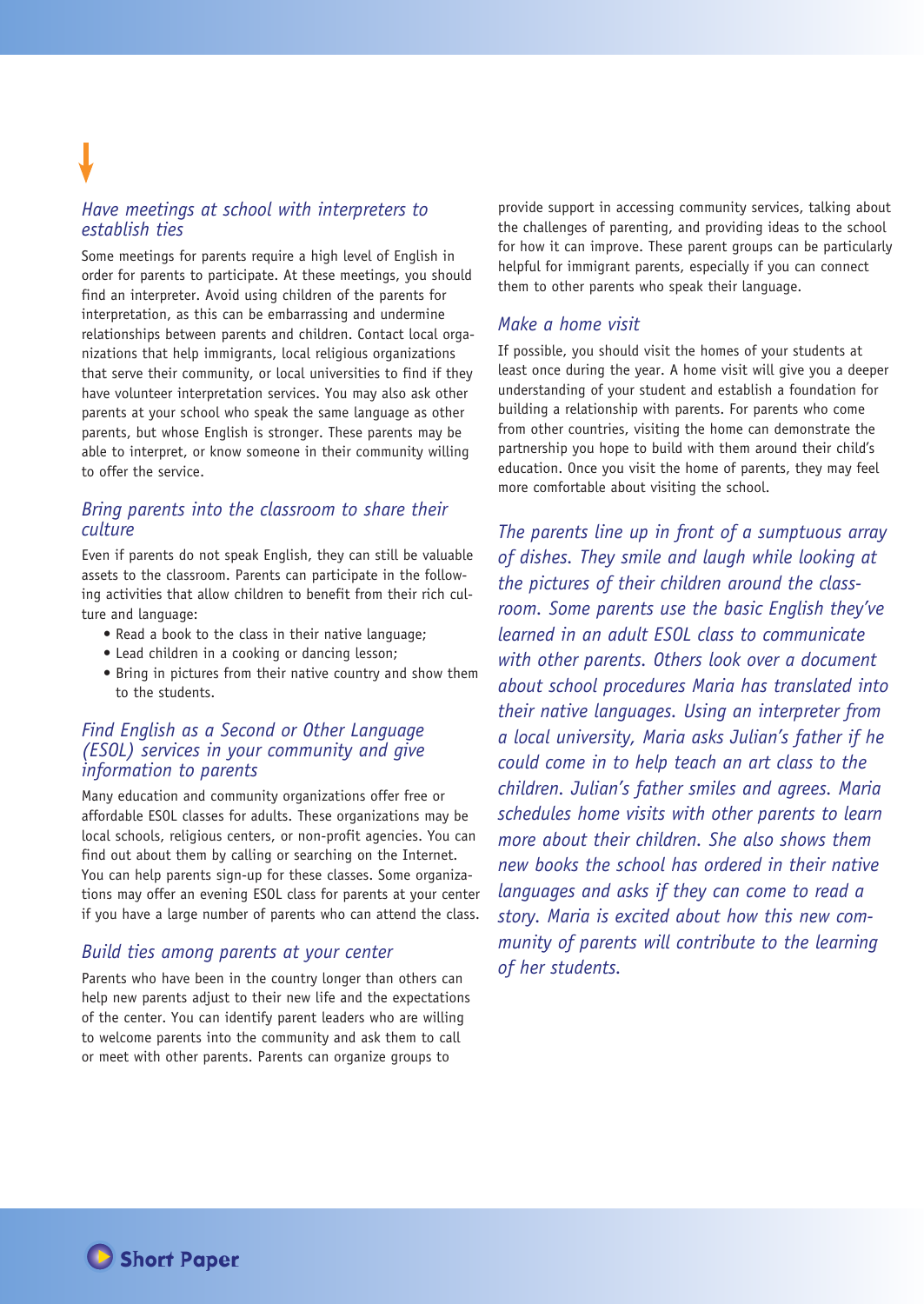### *Have meetings at school with interpreters to establish ties*

Some meetings for parents require a high level of English in order for parents to participate. At these meetings, you should find an interpreter. Avoid using children of the parents for interpretation, as this can be embarrassing and undermine relationships between parents and children. Contact local organizations that help immigrants, local religious organizations that serve their community, or local universities to find if they have volunteer interpretation services. You may also ask other parents at your school who speak the same language as other parents, but whose English is stronger. These parents may be able to interpret, or know someone in their community willing to offer the service.

### *Bring parents into the classroom to share their culture*

Even if parents do not speak English, they can still be valuable assets to the classroom. Parents can participate in the following activities that allow children to benefit from their rich culture and language:

- Read a book to the class in their native language;
- Lead children in a cooking or dancing lesson;
- Bring in pictures from their native country and show them to the students.

### *Find English as a Second or Other Language (ESOL) services in your community and give information to parents*

Many education and community organizations offer free or affordable ESOL classes for adults. These organizations may be local schools, religious centers, or non-profit agencies. You can find out about them by calling or searching on the Internet. You can help parents sign-up for these classes. Some organizations may offer an evening ESOL class for parents at your center if you have a large number of parents who can attend the class.

### *Build ties among parents at your center*

Parents who have been in the country longer than others can help new parents adjust to their new life and the expectations of the center. You can identify parent leaders who are willing to welcome parents into the community and ask them to call or meet with other parents. Parents can organize groups to provide support in accessing community services, talking about the challenges of parenting, and providing ideas to the school for how it can improve. These parent groups can be particularly helpful for immigrant parents, especially if you can connect them to other parents who speak their language.

### *Make a home visit*

If possible, you should visit the homes of your students at least once during the year. A home visit will give you a deeper understanding of your student and establish a foundation for building a relationship with parents. For parents who come from other countries, visiting the home can demonstrate the partnership you hope to build with them around their child's education. Once you visit the home of parents, they may feel more comfortable about visiting the school.

*The parents line up in front of a sumptuous array of dishes. They smile and laugh while looking at the pictures of their children around the classroom. Some parents use the basic English they've learned in an adult ESOL class to communicate with other parents. Others look over a document about school procedures Maria has translated into their native languages. Using an interpreter from a local university, Maria asks Julian's father if he could come in to help teach an art class to the children. Julian's father smiles and agrees. Maria schedules home visits with other parents to learn more about their children. She also shows them new books the school has ordered in their native languages and asks if they can come to read a story. Maria is excited about how this new community of parents will contribute to the learning of her students.*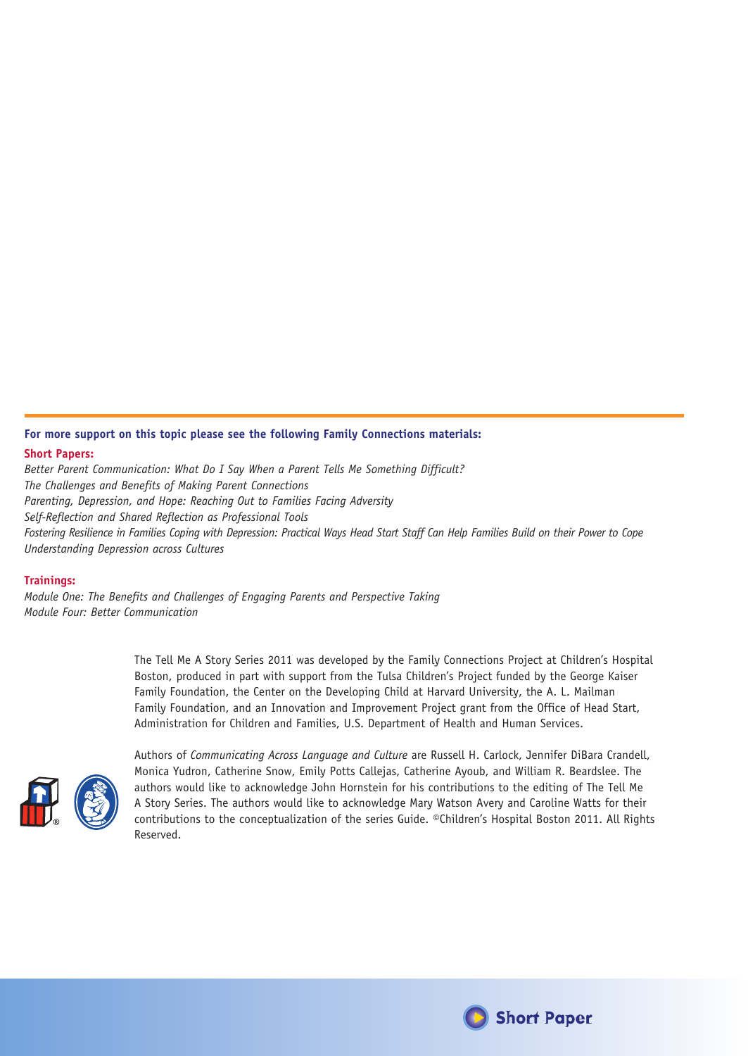**For more support on this topic please see the following Family Connections materials:**

**Short Papers:**

*Better Parent Communication: What Do I Say When a Parent Tells Me Something Difficult?*
*The Challenges and Benefits of Making Parent Connections*
*Parenting, Depression, and Hope: Reaching Out to Families Facing Adversity*
*Self-Reflection and Shared Reflection as Professional Tools*
*Fostering Resilience in Families Coping with Depression: Practical Ways Head Start Staff Can Help Families Build on their Power to Cope*
*Understanding Depression across Cultures*

**Trainings:**

*Module One: The Benefits and Challenges of Engaging Parents and Perspective Taking*
*Module Four: Better Communication*

The Tell Me A Story Series 2011 was developed by the Family Connections Project at Children's Hospital Boston, produced in part with support from the Tulsa Children's Project funded by the George Kaiser Family Foundation, the Center on the Developing Child at Harvard University, the A. L. Mailman Family Foundation, and an Innovation and Improvement Project grant from the Office of Head Start, Administration for Children and Families, U.S. Department of Health and Human Services.

Authors of *Communicating Across Language and Culture* are Russell H. Carlock, Jennifer DiBara Crandell, Monica Yudron, Catherine Snow, Emily Potts Callejas, Catherine Ayoub, and William R. Beardslee. The authors would like to acknowledge John Hornstein for his contributions to the editing of The Tell Me A Story Series. The authors would like to acknowledge Mary Watson Avery and Caroline Watts for their contributions to the conceptualization of the series Guide. ©Children's Hospital Boston 2011. All Rights Reserved.

Short Paper